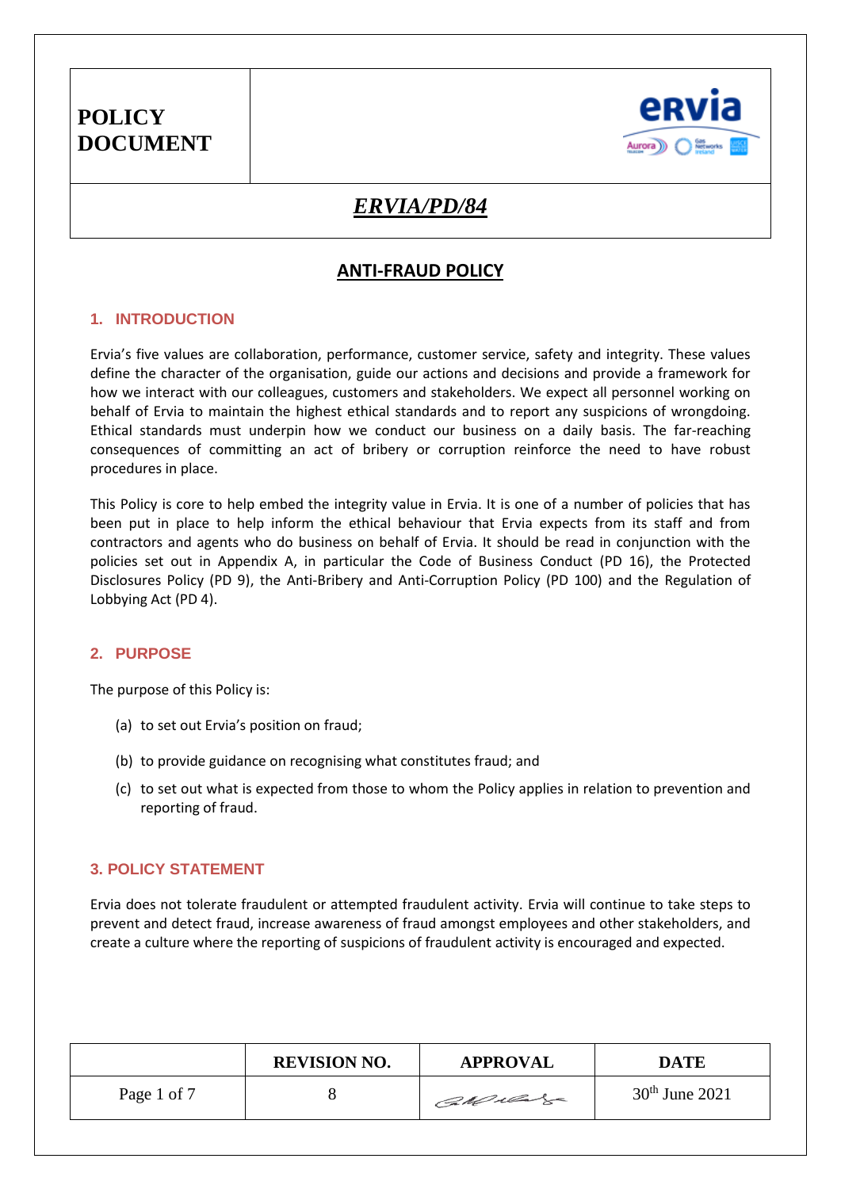**POLICY DOCUMENT**

***ERVIA/PD/84***

# ANTI-FRAUD POLICY

## 1. INTRODUCTION

Ervia's five values are collaboration, performance, customer service, safety and integrity. These values define the character of the organisation, guide our actions and decisions and provide a framework for how we interact with our colleagues, customers and stakeholders. We expect all personnel working on behalf of Ervia to maintain the highest ethical standards and to report any suspicions of wrongdoing. Ethical standards must underpin how we conduct our business on a daily basis. The far-reaching consequences of committing an act of bribery or corruption reinforce the need to have robust procedures in place.

This Policy is core to help embed the integrity value in Ervia. It is one of a number of policies that has been put in place to help inform the ethical behaviour that Ervia expects from its staff and from contractors and agents who do business on behalf of Ervia. It should be read in conjunction with the policies set out in Appendix A, in particular the Code of Business Conduct (PD 16), the Protected Disclosures Policy (PD 9), the Anti-Bribery and Anti-Corruption Policy (PD 100) and the Regulation of Lobbying Act (PD 4).

## 2. PURPOSE

The purpose of this Policy is:

(a) to set out Ervia's position on fraud;

(b) to provide guidance on recognising what constitutes fraud; and

(c) to set out what is expected from those to whom the Policy applies in relation to prevention and reporting of fraud.

## 3. POLICY STATEMENT

Ervia does not tolerate fraudulent or attempted fraudulent activity. Ervia will continue to take steps to prevent and detect fraud, increase awareness of fraud amongst employees and other stakeholders, and create a culture where the reporting of suspicions of fraudulent activity is encouraged and expected.

| | REVISION NO. | APPROVAL | DATE |
|---|---|---|---|
| Page 1 of 7 | 8 | [signature] | 30th June 2021 |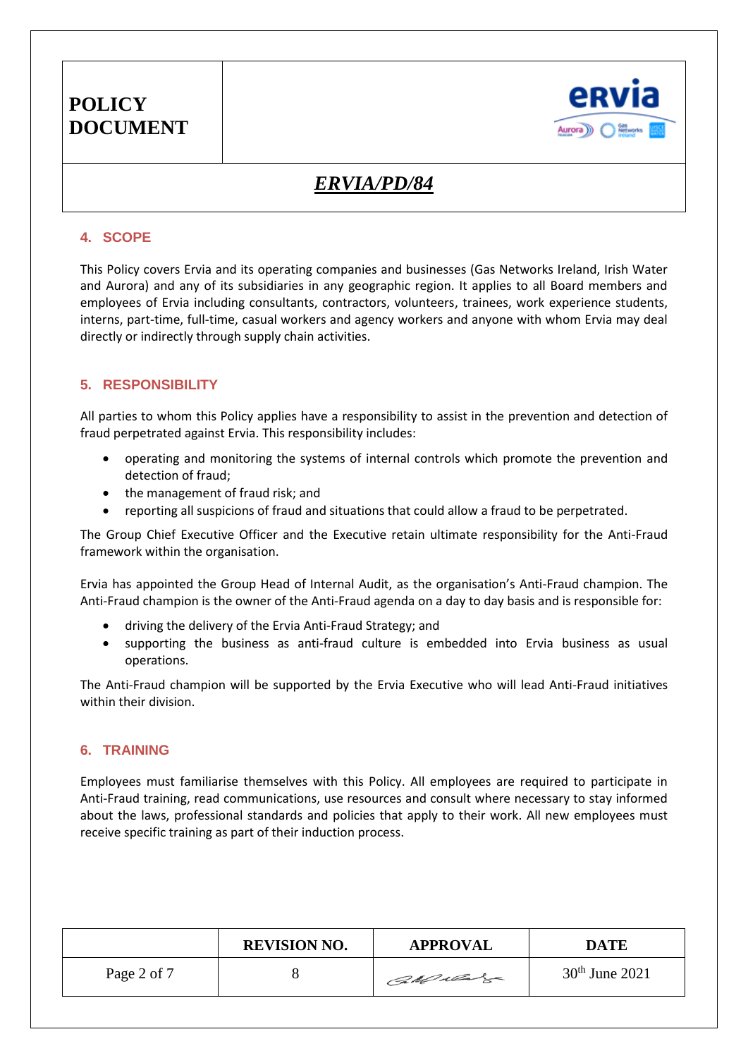## 4. SCOPE

This Policy covers Ervia and its operating companies and businesses (Gas Networks Ireland, Irish Water and Aurora) and any of its subsidiaries in any geographic region. It applies to all Board members and employees of Ervia including consultants, contractors, volunteers, trainees, work experience students, interns, part-time, full-time, casual workers and agency workers and anyone with whom Ervia may deal directly or indirectly through supply chain activities.

## 5. RESPONSIBILITY

All parties to whom this Policy applies have a responsibility to assist in the prevention and detection of fraud perpetrated against Ervia. This responsibility includes:

- operating and monitoring the systems of internal controls which promote the prevention and detection of fraud;
- the management of fraud risk; and
- reporting all suspicions of fraud and situations that could allow a fraud to be perpetrated.

The Group Chief Executive Officer and the Executive retain ultimate responsibility for the Anti-Fraud framework within the organisation.

Ervia has appointed the Group Head of Internal Audit, as the organisation's Anti-Fraud champion. The Anti-Fraud champion is the owner of the Anti-Fraud agenda on a day to day basis and is responsible for:

- driving the delivery of the Ervia Anti-Fraud Strategy; and
- supporting the business as anti-fraud culture is embedded into Ervia business as usual operations.

The Anti-Fraud champion will be supported by the Ervia Executive who will lead Anti-Fraud initiatives within their division.

## 6. TRAINING

Employees must familiarise themselves with this Policy. All employees are required to participate in Anti-Fraud training, read communications, use resources and consult where necessary to stay informed about the laws, professional standards and policies that apply to their work. All new employees must receive specific training as part of their induction process.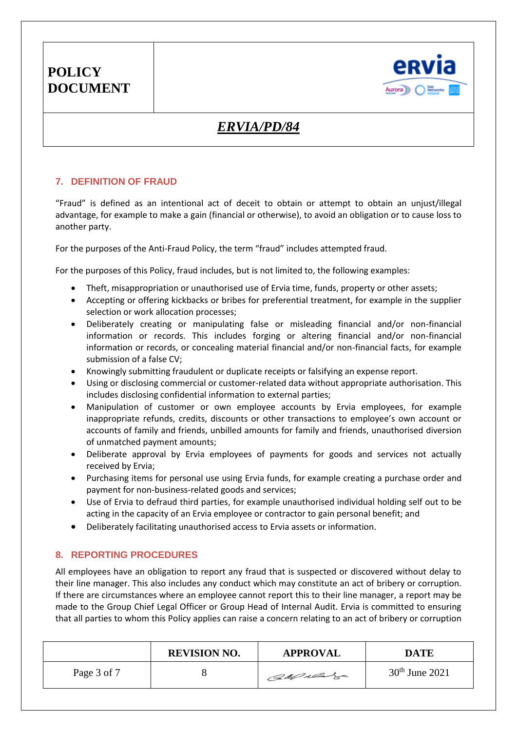## 7. DEFINITION OF FRAUD

"Fraud" is defined as an intentional act of deceit to obtain or attempt to obtain an unjust/illegal advantage, for example to make a gain (financial or otherwise), to avoid an obligation or to cause loss to another party.

For the purposes of the Anti-Fraud Policy, the term "fraud" includes attempted fraud.

For the purposes of this Policy, fraud includes, but is not limited to, the following examples:

- Theft, misappropriation or unauthorised use of Ervia time, funds, property or other assets;
- Accepting or offering kickbacks or bribes for preferential treatment, for example in the supplier selection or work allocation processes;
- Deliberately creating or manipulating false or misleading financial and/or non-financial information or records. This includes forging or altering financial and/or non-financial information or records, or concealing material financial and/or non-financial facts, for example submission of a false CV;
- Knowingly submitting fraudulent or duplicate receipts or falsifying an expense report.
- Using or disclosing commercial or customer-related data without appropriate authorisation. This includes disclosing confidential information to external parties;
- Manipulation of customer or own employee accounts by Ervia employees, for example inappropriate refunds, credits, discounts or other transactions to employee's own account or accounts of family and friends, unbilled amounts for family and friends, unauthorised diversion of unmatched payment amounts;
- Deliberate approval by Ervia employees of payments for goods and services not actually received by Ervia;
- Purchasing items for personal use using Ervia funds, for example creating a purchase order and payment for non-business-related goods and services;
- Use of Ervia to defraud third parties, for example unauthorised individual holding self out to be acting in the capacity of an Ervia employee or contractor to gain personal benefit; and
- Deliberately facilitating unauthorised access to Ervia assets or information.

## 8. REPORTING PROCEDURES

All employees have an obligation to report any fraud that is suspected or discovered without delay to their line manager. This also includes any conduct which may constitute an act of bribery or corruption. If there are circumstances where an employee cannot report this to their line manager, a report may be made to the Group Chief Legal Officer or Group Head of Internal Audit. Ervia is committed to ensuring that all parties to whom this Policy applies can raise a concern relating to an act of bribery or corruption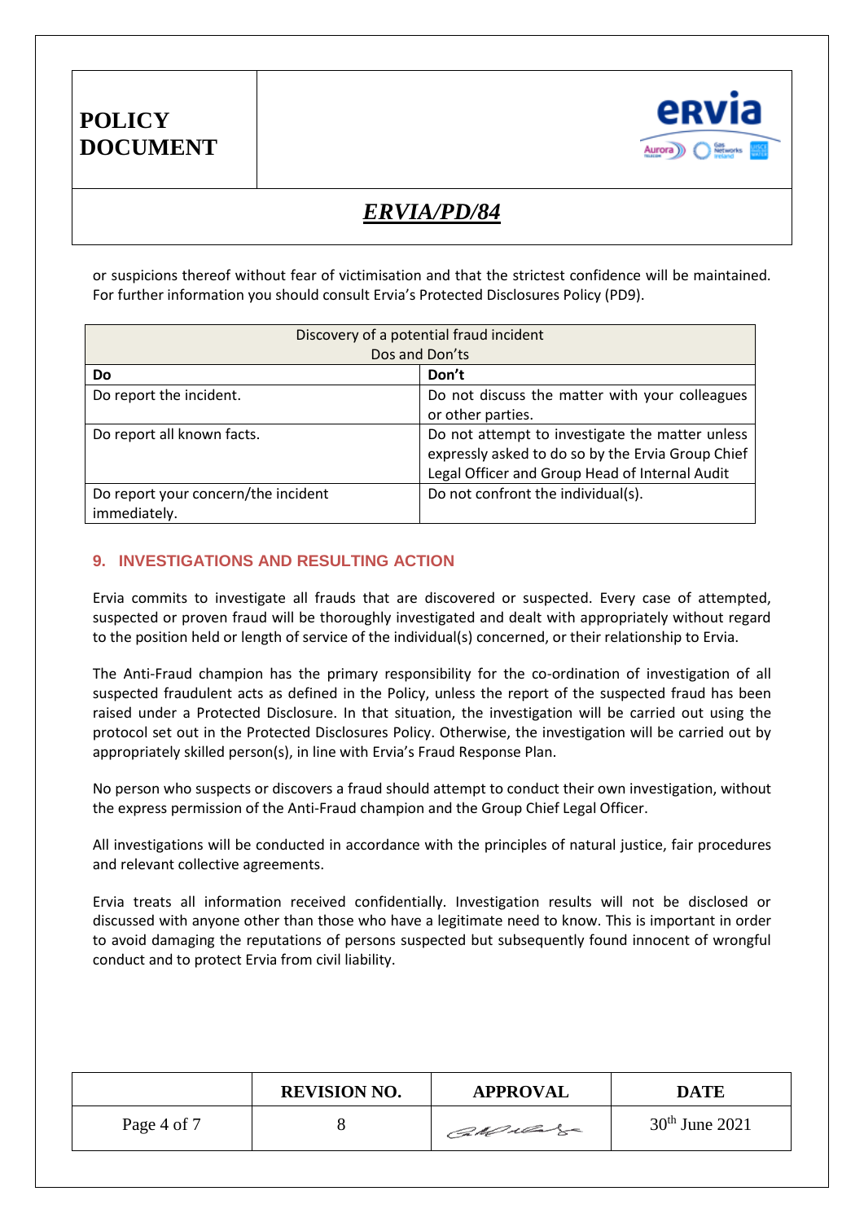or suspicions thereof without fear of victimisation and that the strictest confidence will be maintained. For further information you should consult Ervia's Protected Disclosures Policy (PD9).

| Discovery of a potential fraud incident<br>Dos and Don'ts | |
|---|---|
| **Do** | **Don't** |
| Do report the incident. | Do not discuss the matter with your colleagues or other parties. |
| Do report all known facts. | Do not attempt to investigate the matter unless expressly asked to do so by the Ervia Group Chief Legal Officer and Group Head of Internal Audit |
| Do report your concern/the incident immediately. | Do not confront the individual(s). |

## 9. INVESTIGATIONS AND RESULTING ACTION

Ervia commits to investigate all frauds that are discovered or suspected. Every case of attempted, suspected or proven fraud will be thoroughly investigated and dealt with appropriately without regard to the position held or length of service of the individual(s) concerned, or their relationship to Ervia.

The Anti-Fraud champion has the primary responsibility for the co-ordination of investigation of all suspected fraudulent acts as defined in the Policy, unless the report of the suspected fraud has been raised under a Protected Disclosure. In that situation, the investigation will be carried out using the protocol set out in the Protected Disclosures Policy. Otherwise, the investigation will be carried out by appropriately skilled person(s), in line with Ervia's Fraud Response Plan.

No person who suspects or discovers a fraud should attempt to conduct their own investigation, without the express permission of the Anti-Fraud champion and the Group Chief Legal Officer.

All investigations will be conducted in accordance with the principles of natural justice, fair procedures and relevant collective agreements.

Ervia treats all information received confidentially. Investigation results will not be disclosed or discussed with anyone other than those who have a legitimate need to know. This is important in order to avoid damaging the reputations of persons suspected but subsequently found innocent of wrongful conduct and to protect Ervia from civil liability.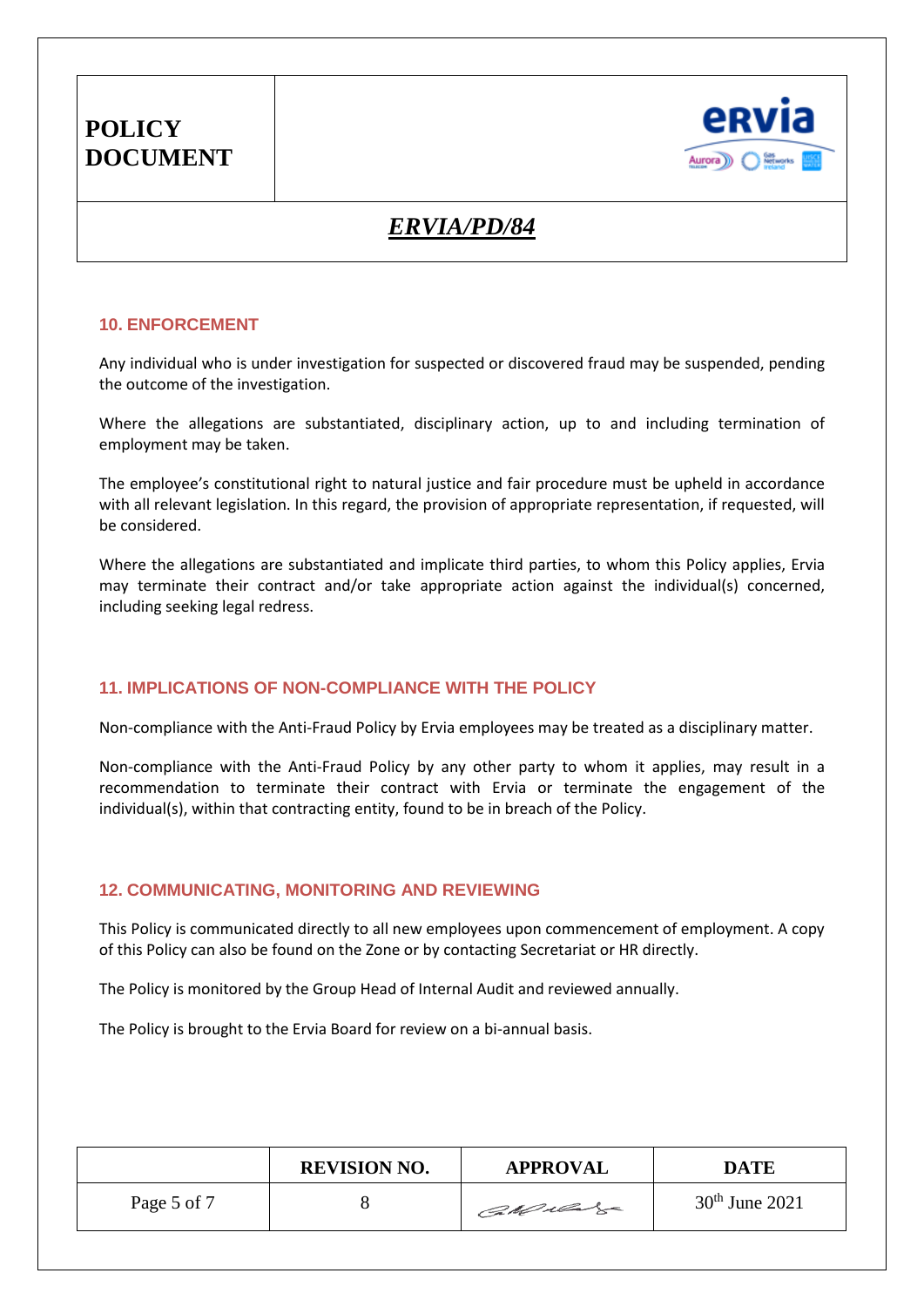## 10. ENFORCEMENT

Any individual who is under investigation for suspected or discovered fraud may be suspended, pending the outcome of the investigation.

Where the allegations are substantiated, disciplinary action, up to and including termination of employment may be taken.

The employee's constitutional right to natural justice and fair procedure must be upheld in accordance with all relevant legislation. In this regard, the provision of appropriate representation, if requested, will be considered.

Where the allegations are substantiated and implicate third parties, to whom this Policy applies, Ervia may terminate their contract and/or take appropriate action against the individual(s) concerned, including seeking legal redress.

## 11. IMPLICATIONS OF NON-COMPLIANCE WITH THE POLICY

Non-compliance with the Anti-Fraud Policy by Ervia employees may be treated as a disciplinary matter.

Non-compliance with the Anti-Fraud Policy by any other party to whom it applies, may result in a recommendation to terminate their contract with Ervia or terminate the engagement of the individual(s), within that contracting entity, found to be in breach of the Policy.

## 12. COMMUNICATING, MONITORING AND REVIEWING

This Policy is communicated directly to all new employees upon commencement of employment. A copy of this Policy can also be found on the Zone or by contacting Secretariat or HR directly.

The Policy is monitored by the Group Head of Internal Audit and reviewed annually.

The Policy is brought to the Ervia Board for review on a bi-annual basis.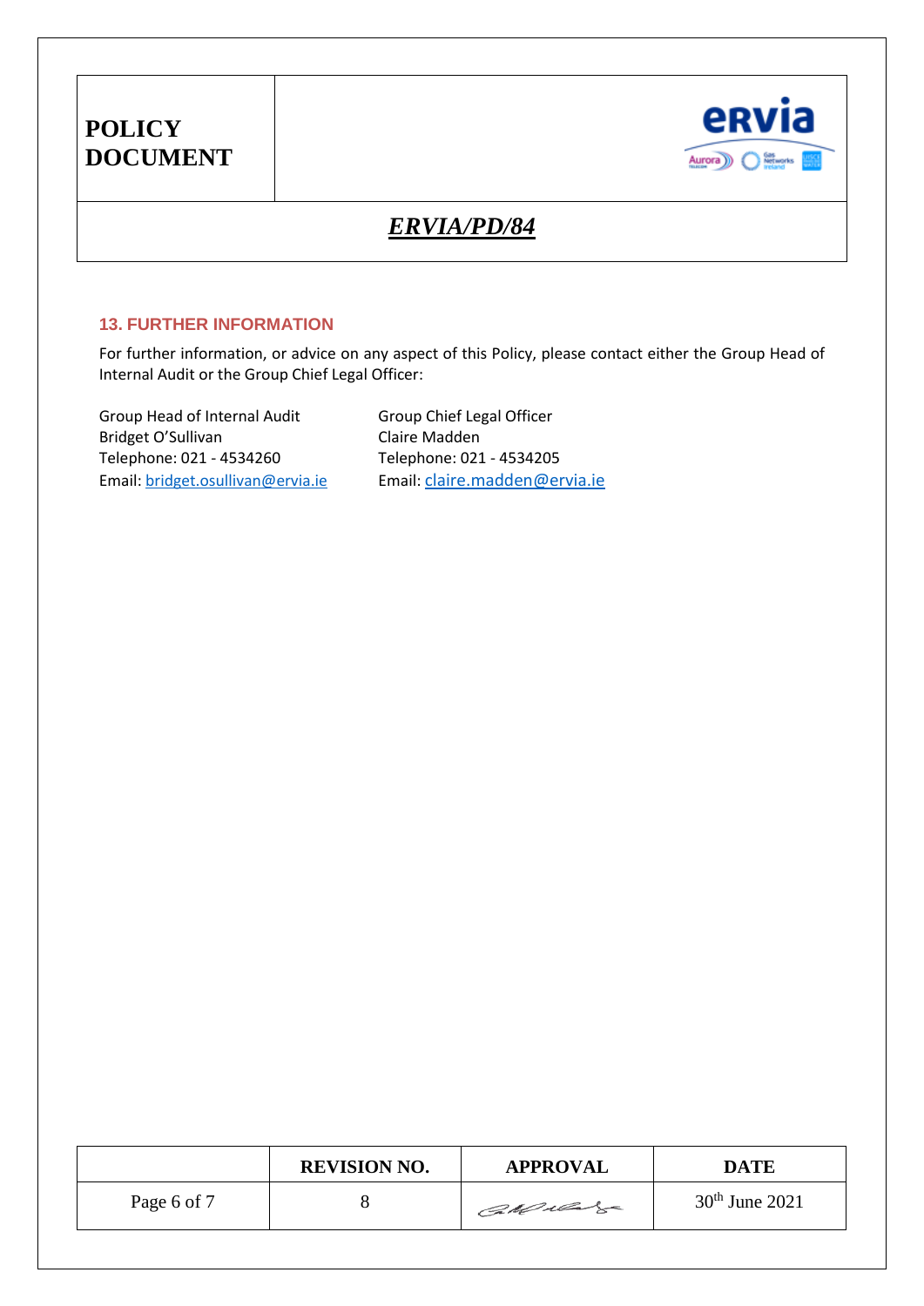## 13. FURTHER INFORMATION

For further information, or advice on any aspect of this Policy, please contact either the Group Head of Internal Audit or the Group Chief Legal Officer:

Group Head of Internal Audit
Bridget O'Sullivan
Telephone: 021 - 4534260
Email: bridget.osullivan@ervia.ie

Group Chief Legal Officer
Claire Madden
Telephone: 021 - 4534205
Email: claire.madden@ervia.ie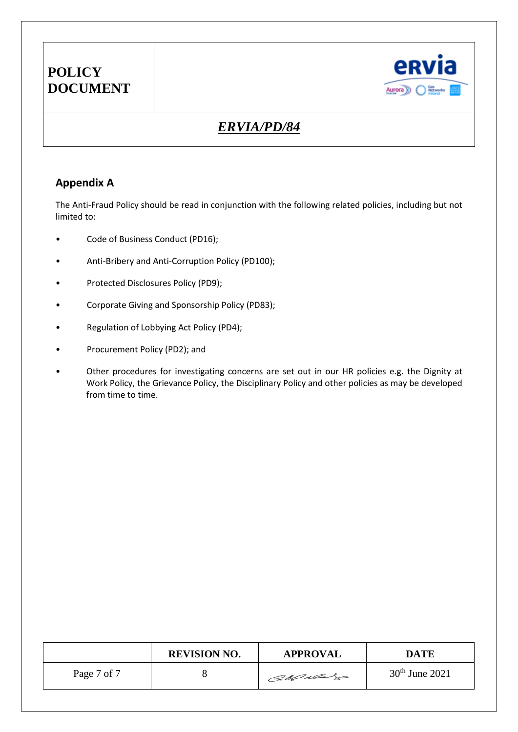## Appendix A

The Anti-Fraud Policy should be read in conjunction with the following related policies, including but not limited to:

- Code of Business Conduct (PD16);
- Anti-Bribery and Anti-Corruption Policy (PD100);
- Protected Disclosures Policy (PD9);
- Corporate Giving and Sponsorship Policy (PD83);
- Regulation of Lobbying Act Policy (PD4);
- Procurement Policy (PD2); and
- Other procedures for investigating concerns are set out in our HR policies e.g. the Dignity at Work Policy, the Grievance Policy, the Disciplinary Policy and other policies as may be developed from time to time.